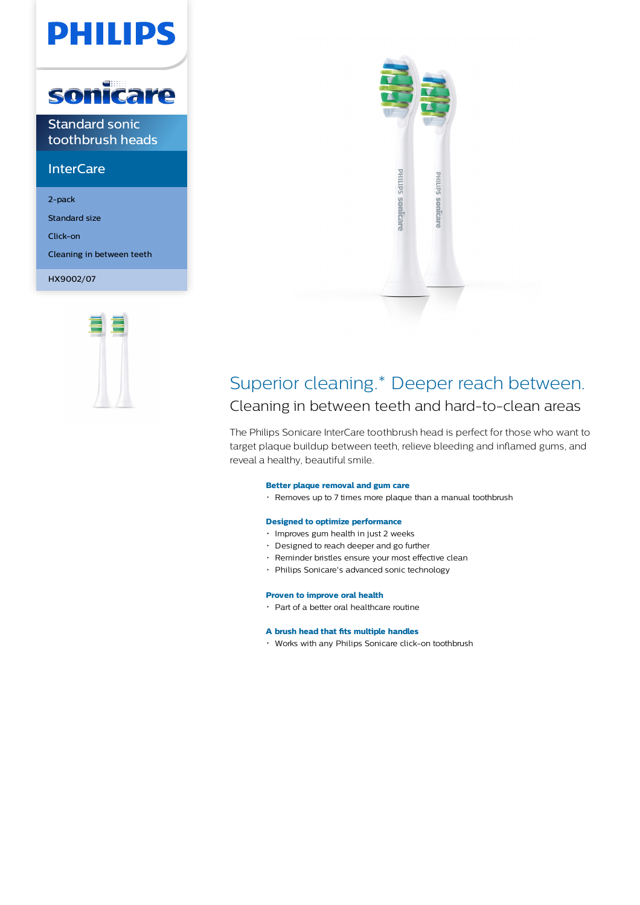PHILIPS

sonicare

Standard sonic toothbrush heads

InterCare

- 2-pack
- Standard size
- Click-on
- Cleaning in between teeth

HX9002/07

# Superior cleaning.* Deeper reach between.

## Cleaning in between teeth and hard-to-clean areas

The Philips Sonicare InterCare toothbrush head is perfect for those who want to target plaque buildup between teeth, relieve bleeding and inflamed gums, and reveal a healthy, beautiful smile.

**Better plaque removal and gum care**

- Removes up to 7 times more plaque than a manual toothbrush

**Designed to optimize performance**

- Improves gum health in just 2 weeks
- Designed to reach deeper and go further
- Reminder bristles ensure your most effective clean
- Philips Sonicare's advanced sonic technology

**Proven to improve oral health**

- Part of a better oral healthcare routine

**A brush head that fits multiple handles**

- Works with any Philips Sonicare click-on toothbrush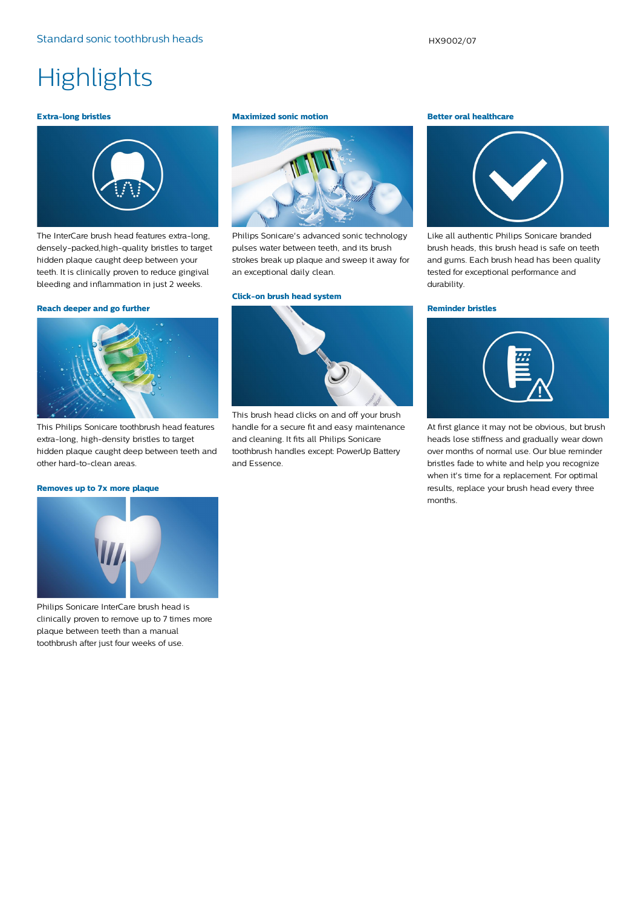# Highlights

### Extra-long bristles

The InterCare brush head features extra-long, densely-packed,high-quality bristles to target hidden plaque caught deep between your teeth. It is clinically proven to reduce gingival bleeding and inflammation in just 2 weeks.

### Reach deeper and go further

This Philips Sonicare toothbrush head features extra-long, high-density bristles to target hidden plaque caught deep between teeth and other hard-to-clean areas.

### Removes up to 7x more plaque

Philips Sonicare InterCare brush head is clinically proven to remove up to 7 times more plaque between teeth than a manual toothbrush after just four weeks of use.

### Maximized sonic motion

Philips Sonicare's advanced sonic technology pulses water between teeth, and its brush strokes break up plaque and sweep it away for an exceptional daily clean.

### Click-on brush head system

This brush head clicks on and off your brush handle for a secure fit and easy maintenance and cleaning. It fits all Philips Sonicare toothbrush handles except: PowerUp Battery and Essence.

### Better oral healthcare

Like all authentic Philips Sonicare branded brush heads, this brush head is safe on teeth and gums. Each brush head has been quality tested for exceptional performance and durability.

### Reminder bristles

At first glance it may not be obvious, but brush heads lose stiffness and gradually wear down over months of normal use. Our blue reminder bristles fade to white and help you recognize when it's time for a replacement. For optimal results, replace your brush head every three months.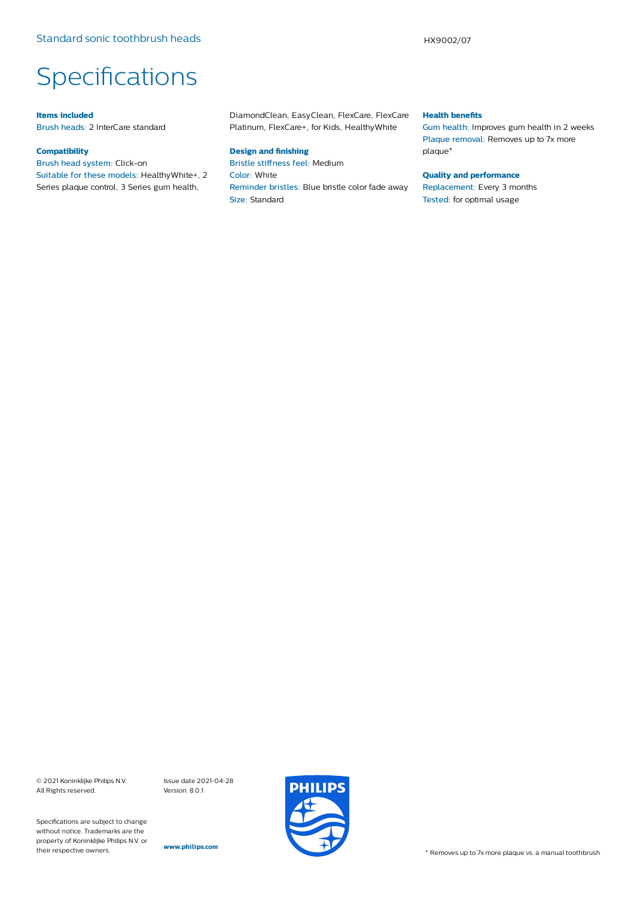# Specifications

### Items included
Brush heads: 2 InterCare standard

### Compatibility
Brush head system: Click-on
Suitable for these models: HealthyWhite+, 2 Series plaque control, 3 Series gum health, DiamondClean, EasyClean, FlexCare, FlexCare Platinum, FlexCare+, for Kids, HealthyWhite

### Design and finishing
Bristle stiffness feel: Medium
Color: White
Reminder bristles: Blue bristle color fade away
Size: Standard

### Health benefits
Gum health: Improves gum health in 2 weeks
Plaque removal: Removes up to 7x more plaque*

### Quality and performance
Replacement: Every 3 months
Tested: for optimal usage

© 2021 Koninklijke Philips N.V.
All Rights reserved.

Specifications are subject to change without notice. Trademarks are the property of Koninklijke Philips N.V. or their respective owners.

Issue date 2021-04-28
Version: 8.0.1

www.philips.com

* Removes up to 7x more plaque vs. a manual toothbrush